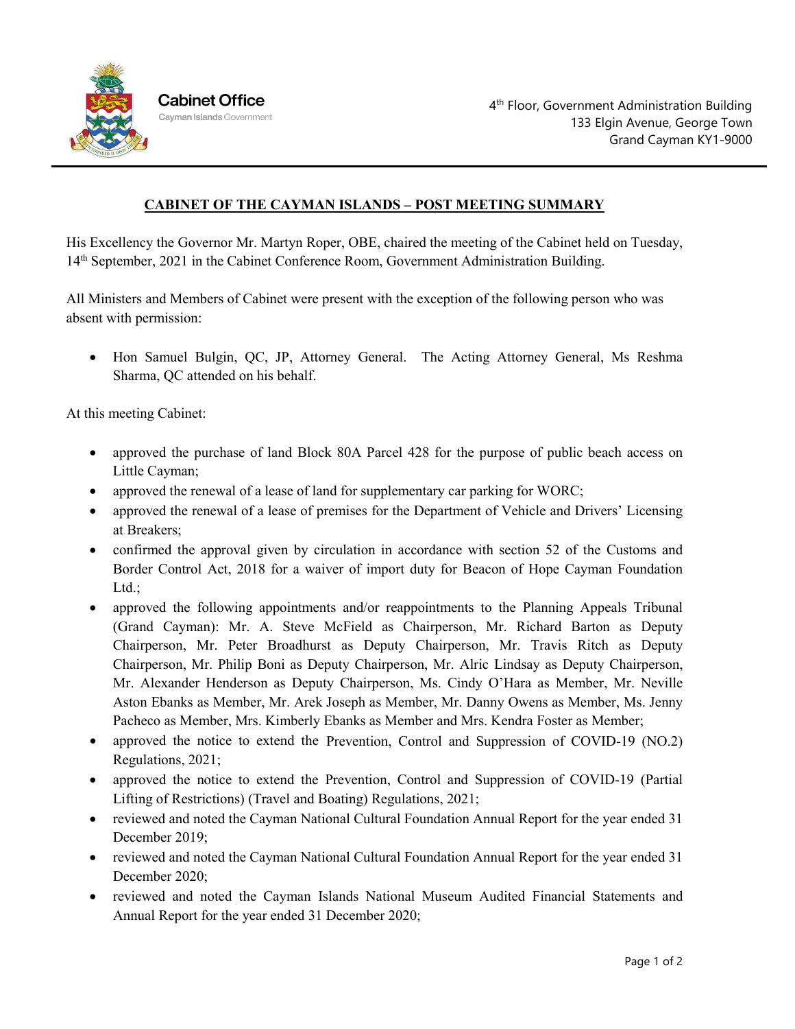Cabinet Office
Cayman Islands Government

4th Floor, Government Administration Building
133 Elgin Avenue, George Town
Grand Cayman KY1-9000

## CABINET OF THE CAYMAN ISLANDS – POST MEETING SUMMARY

His Excellency the Governor Mr. Martyn Roper, OBE, chaired the meeting of the Cabinet held on Tuesday, 14th September, 2021 in the Cabinet Conference Room, Government Administration Building.

All Ministers and Members of Cabinet were present with the exception of the following person who was absent with permission:

- Hon Samuel Bulgin, QC, JP, Attorney General. The Acting Attorney General, Ms Reshma Sharma, QC attended on his behalf.

At this meeting Cabinet:

- approved the purchase of land Block 80A Parcel 428 for the purpose of public beach access on Little Cayman;
- approved the renewal of a lease of land for supplementary car parking for WORC;
- approved the renewal of a lease of premises for the Department of Vehicle and Drivers' Licensing at Breakers;
- confirmed the approval given by circulation in accordance with section 52 of the Customs and Border Control Act, 2018 for a waiver of import duty for Beacon of Hope Cayman Foundation Ltd.;
- approved the following appointments and/or reappointments to the Planning Appeals Tribunal (Grand Cayman): Mr. A. Steve McField as Chairperson, Mr. Richard Barton as Deputy Chairperson, Mr. Peter Broadhurst as Deputy Chairperson, Mr. Travis Ritch as Deputy Chairperson, Mr. Philip Boni as Deputy Chairperson, Mr. Alric Lindsay as Deputy Chairperson, Mr. Alexander Henderson as Deputy Chairperson, Ms. Cindy O'Hara as Member, Mr. Neville Aston Ebanks as Member, Mr. Arek Joseph as Member, Mr. Danny Owens as Member, Ms. Jenny Pacheco as Member, Mrs. Kimberly Ebanks as Member and Mrs. Kendra Foster as Member;
- approved the notice to extend the Prevention, Control and Suppression of COVID-19 (NO.2) Regulations, 2021;
- approved the notice to extend the Prevention, Control and Suppression of COVID-19 (Partial Lifting of Restrictions) (Travel and Boating) Regulations, 2021;
- reviewed and noted the Cayman National Cultural Foundation Annual Report for the year ended 31 December 2019;
- reviewed and noted the Cayman National Cultural Foundation Annual Report for the year ended 31 December 2020;
- reviewed and noted the Cayman Islands National Museum Audited Financial Statements and Annual Report for the year ended 31 December 2020;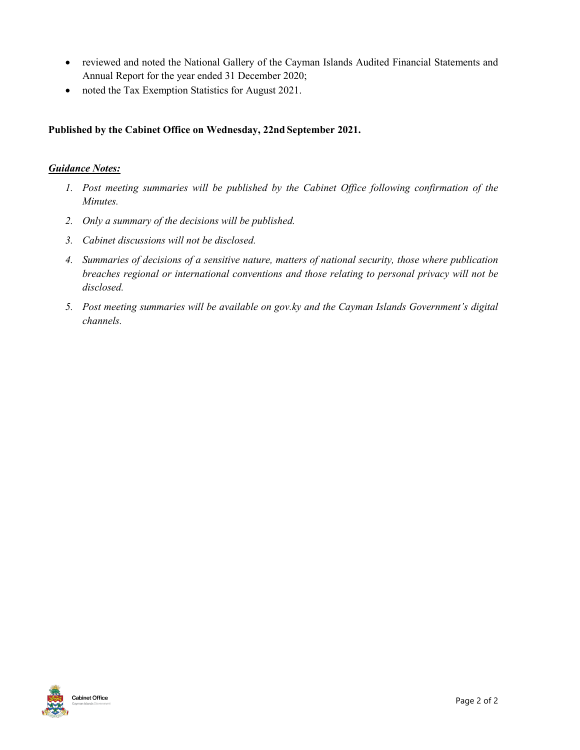- reviewed and noted the National Gallery of the Cayman Islands Audited Financial Statements and Annual Report for the year ended 31 December 2020;
- noted the Tax Exemption Statistics for August 2021.

**Published by the Cabinet Office on Wednesday, 22nd September 2021.**

***Guidance Notes:***

1. *Post meeting summaries will be published by the Cabinet Office following confirmation of the Minutes.*
2. *Only a summary of the decisions will be published.*
3. *Cabinet discussions will not be disclosed.*
4. *Summaries of decisions of a sensitive nature, matters of national security, those where publication breaches regional or international conventions and those relating to personal privacy will not be disclosed.*
5. *Post meeting summaries will be available on gov.ky and the Cayman Islands Government's digital channels.*